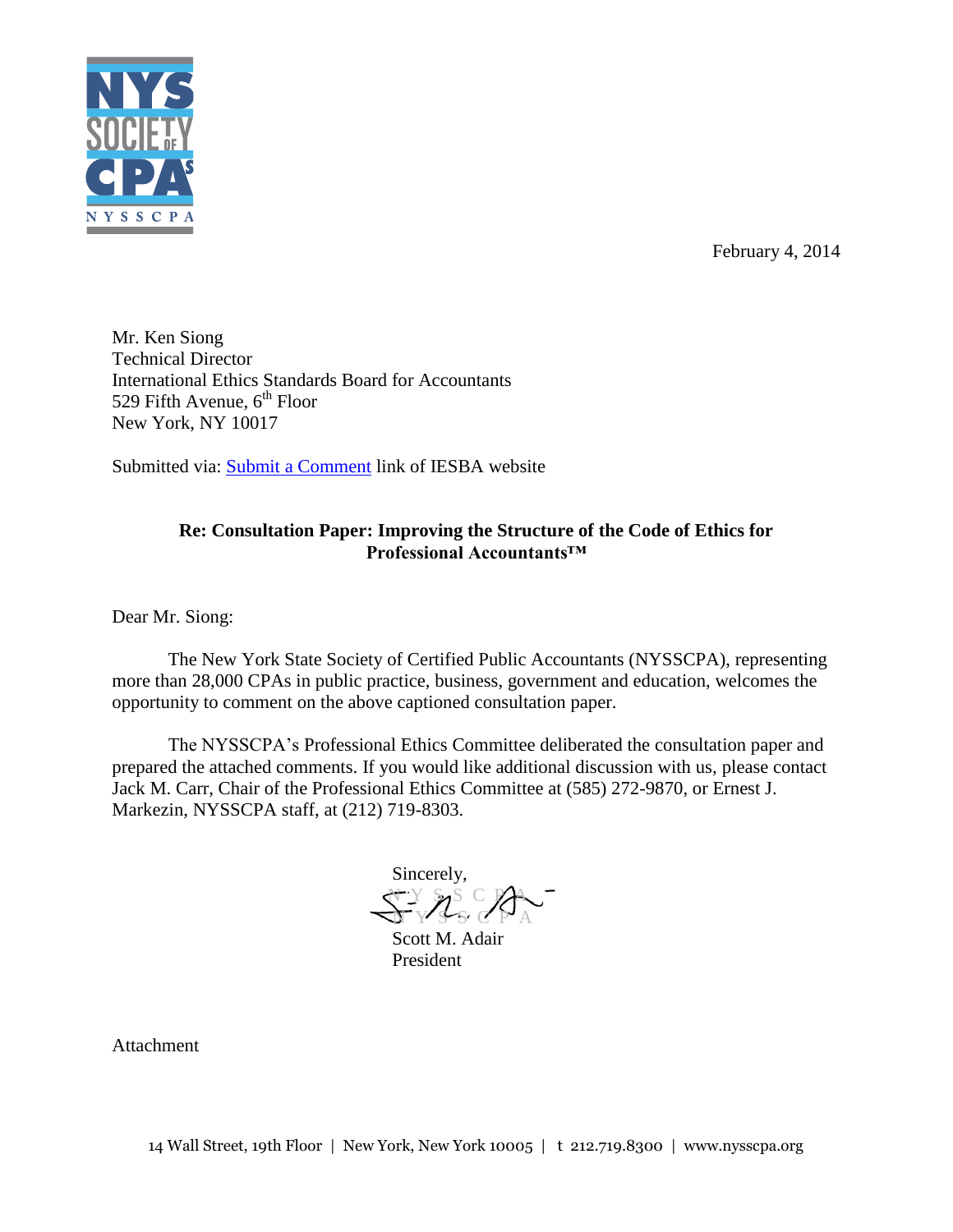February 4, 2014

Mr. Ken Siong
Technical Director
International Ethics Standards Board for Accountants
529 Fifth Avenue, 6th Floor
New York, NY 10017

Submitted via: Submit a Comment link of IESBA website

**Re: Consultation Paper: Improving the Structure of the Code of Ethics for Professional Accountants™**

Dear Mr. Siong:

The New York State Society of Certified Public Accountants (NYSSCPA), representing more than 28,000 CPAs in public practice, business, government and education, welcomes the opportunity to comment on the above captioned consultation paper.

The NYSSCPA's Professional Ethics Committee deliberated the consultation paper and prepared the attached comments. If you would like additional discussion with us, please contact Jack M. Carr, Chair of the Professional Ethics Committee at (585) 272-9870, or Ernest J. Markezin, NYSSCPA staff, at (212) 719-8303.

Sincerely,

Scott M. Adair
President

Attachment

14 Wall Street, 19th Floor | New York, New York 10005 | t 212.719.8300 | www.nysscpa.org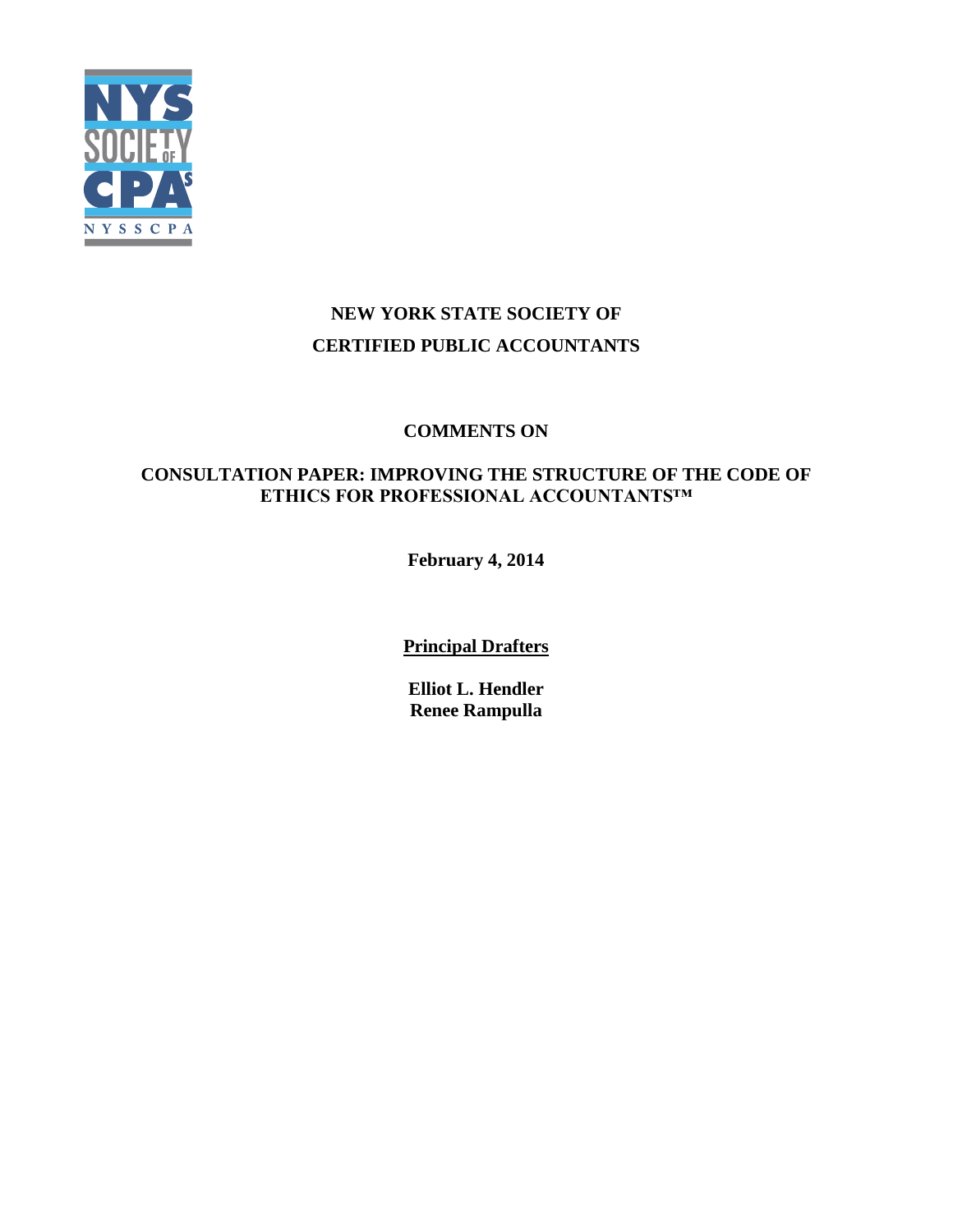# NEW YORK STATE SOCIETY OF CERTIFIED PUBLIC ACCOUNTANTS

## COMMENTS ON

## CONSULTATION PAPER: IMPROVING THE STRUCTURE OF THE CODE OF ETHICS FOR PROFESSIONAL ACCOUNTANTS™

**February 4, 2014**

**Principal Drafters**

**Elliot L. Hendler**
**Renee Rampulla**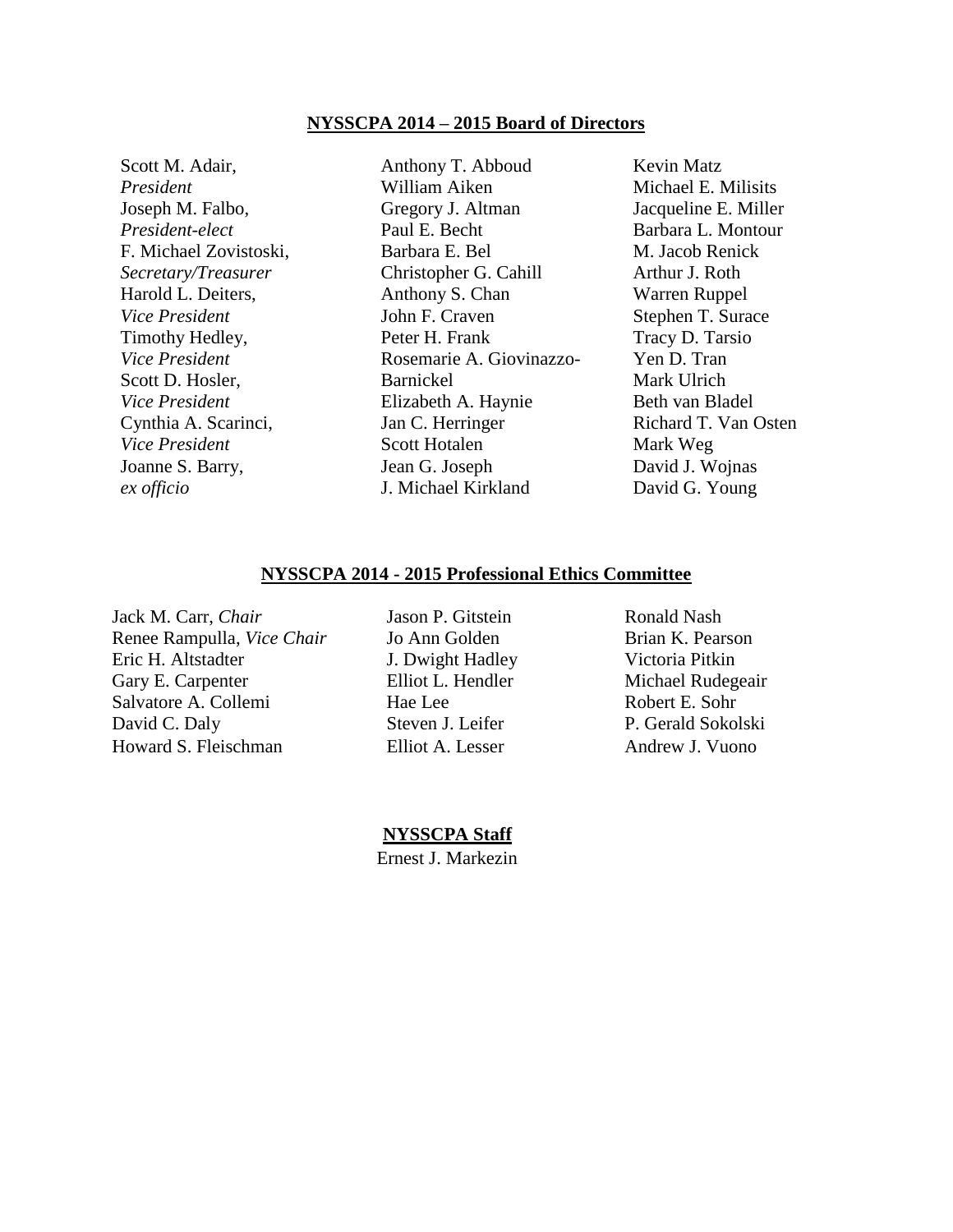## NYSSCPA 2014 – 2015 Board of Directors

Scott M. Adair, *President*
Joseph M. Falbo, *President-elect*
F. Michael Zovistoski, *Secretary/Treasurer*
Harold L. Deiters, *Vice President*
Timothy Hedley, *Vice President*
Scott D. Hosler, *Vice President*
Cynthia A. Scarinci, *Vice President*
Joanne S. Barry, *ex officio*

Anthony T. Abboud
William Aiken
Gregory J. Altman
Paul E. Becht
Barbara E. Bel
Christopher G. Cahill
Anthony S. Chan
John F. Craven
Peter H. Frank
Rosemarie A. Giovinazzo-Barnickel
Elizabeth A. Haynie
Jan C. Herringer
Scott Hotalen
Jean G. Joseph
J. Michael Kirkland

Kevin Matz
Michael E. Milisits
Jacqueline E. Miller
Barbara L. Montour
M. Jacob Renick
Arthur J. Roth
Warren Ruppel
Stephen T. Surace
Tracy D. Tarsio
Yen D. Tran
Mark Ulrich
Beth van Bladel
Richard T. Van Osten
Mark Weg
David J. Wojnas
David G. Young

## NYSSCPA 2014 - 2015 Professional Ethics Committee

Jack M. Carr, *Chair*
Renee Rampulla, *Vice Chair*
Eric H. Altstadter
Gary E. Carpenter
Salvatore A. Collemi
David C. Daly
Howard S. Fleischman

Jason P. Gitstein
Jo Ann Golden
J. Dwight Hadley
Elliot L. Hendler
Hae Lee
Steven J. Leifer
Elliot A. Lesser

Ronald Nash
Brian K. Pearson
Victoria Pitkin
Michael Rudegeair
Robert E. Sohr
P. Gerald Sokolski
Andrew J. Vuono

## NYSSCPA Staff

Ernest J. Markezin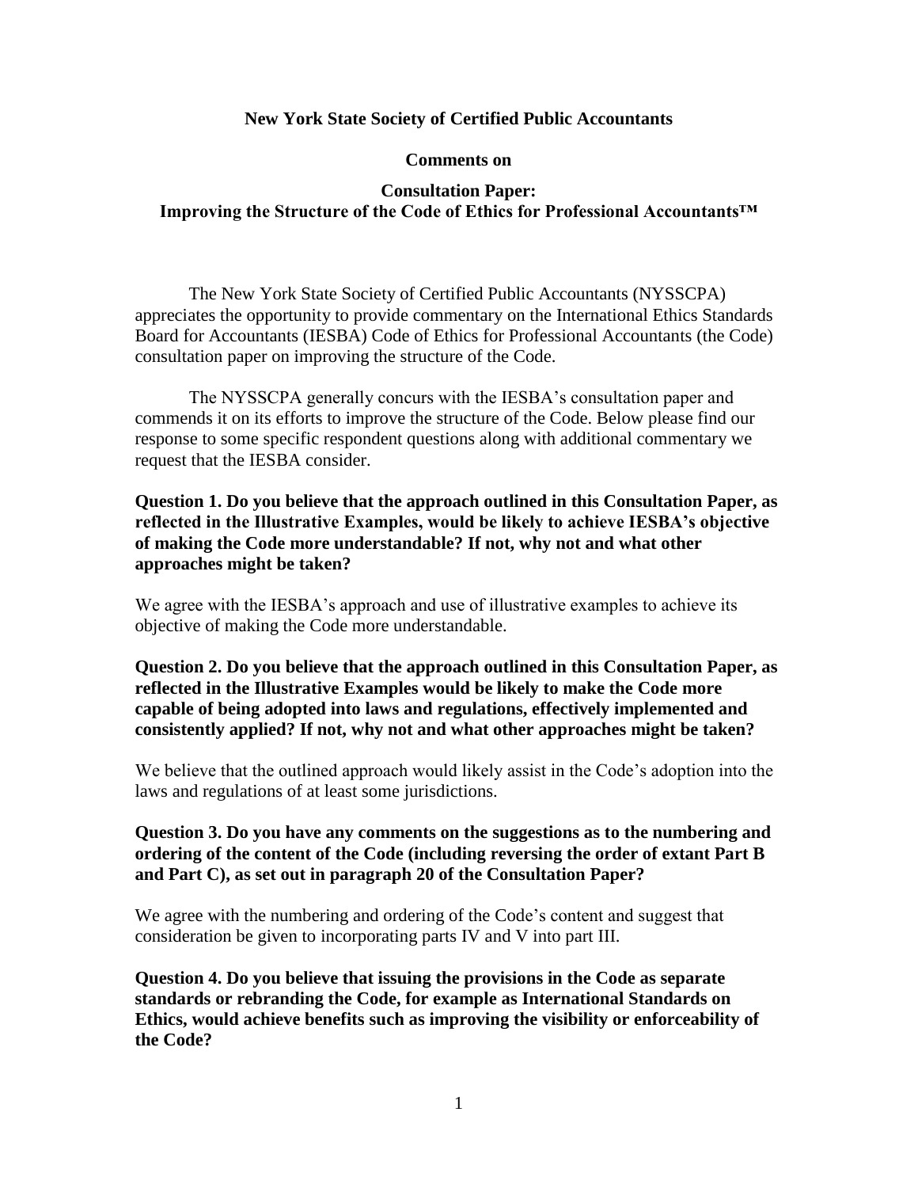**New York State Society of Certified Public Accountants**

**Comments on**

**Consultation Paper:**
**Improving the Structure of the Code of Ethics for Professional Accountants™**

The New York State Society of Certified Public Accountants (NYSSCPA) appreciates the opportunity to provide commentary on the International Ethics Standards Board for Accountants (IESBA) Code of Ethics for Professional Accountants (the Code) consultation paper on improving the structure of the Code.

The NYSSCPA generally concurs with the IESBA's consultation paper and commends it on its efforts to improve the structure of the Code. Below please find our response to some specific respondent questions along with additional commentary we request that the IESBA consider.

**Question 1. Do you believe that the approach outlined in this Consultation Paper, as reflected in the Illustrative Examples, would be likely to achieve IESBA's objective of making the Code more understandable? If not, why not and what other approaches might be taken?**

We agree with the IESBA's approach and use of illustrative examples to achieve its objective of making the Code more understandable.

**Question 2. Do you believe that the approach outlined in this Consultation Paper, as reflected in the Illustrative Examples would be likely to make the Code more capable of being adopted into laws and regulations, effectively implemented and consistently applied? If not, why not and what other approaches might be taken?**

We believe that the outlined approach would likely assist in the Code's adoption into the laws and regulations of at least some jurisdictions.

**Question 3. Do you have any comments on the suggestions as to the numbering and ordering of the content of the Code (including reversing the order of extant Part B and Part C), as set out in paragraph 20 of the Consultation Paper?**

We agree with the numbering and ordering of the Code's content and suggest that consideration be given to incorporating parts IV and V into part III.

**Question 4. Do you believe that issuing the provisions in the Code as separate standards or rebranding the Code, for example as International Standards on Ethics, would achieve benefits such as improving the visibility or enforceability of the Code?**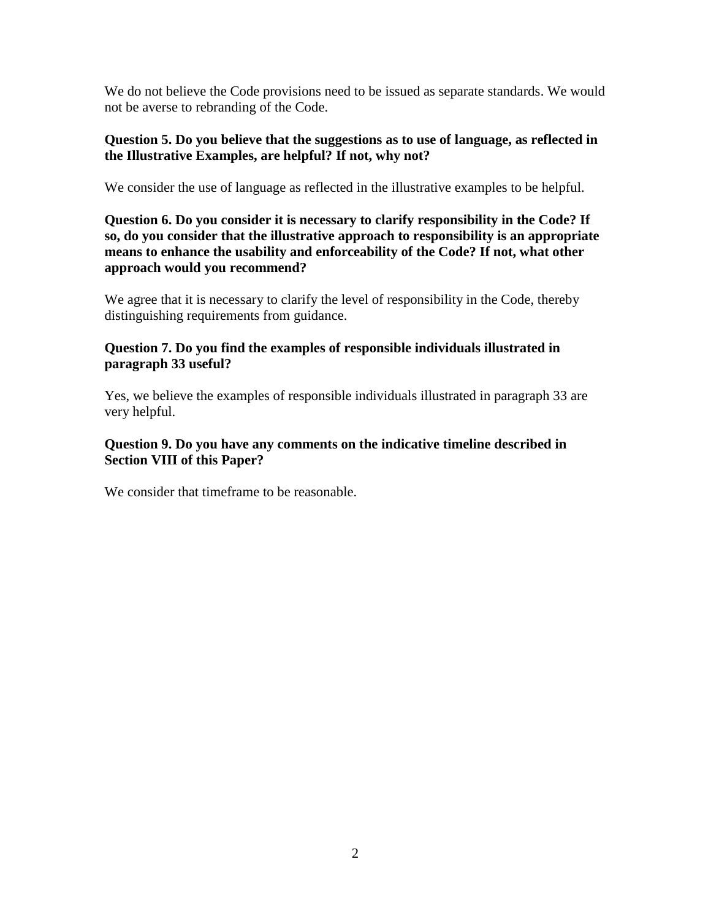We do not believe the Code provisions need to be issued as separate standards. We would not be averse to rebranding of the Code.

**Question 5. Do you believe that the suggestions as to use of language, as reflected in the Illustrative Examples, are helpful? If not, why not?**

We consider the use of language as reflected in the illustrative examples to be helpful.

**Question 6. Do you consider it is necessary to clarify responsibility in the Code? If so, do you consider that the illustrative approach to responsibility is an appropriate means to enhance the usability and enforceability of the Code? If not, what other approach would you recommend?**

We agree that it is necessary to clarify the level of responsibility in the Code, thereby distinguishing requirements from guidance.

**Question 7. Do you find the examples of responsible individuals illustrated in paragraph 33 useful?**

Yes, we believe the examples of responsible individuals illustrated in paragraph 33 are very helpful.

**Question 9. Do you have any comments on the indicative timeline described in Section VIII of this Paper?**

We consider that timeframe to be reasonable.